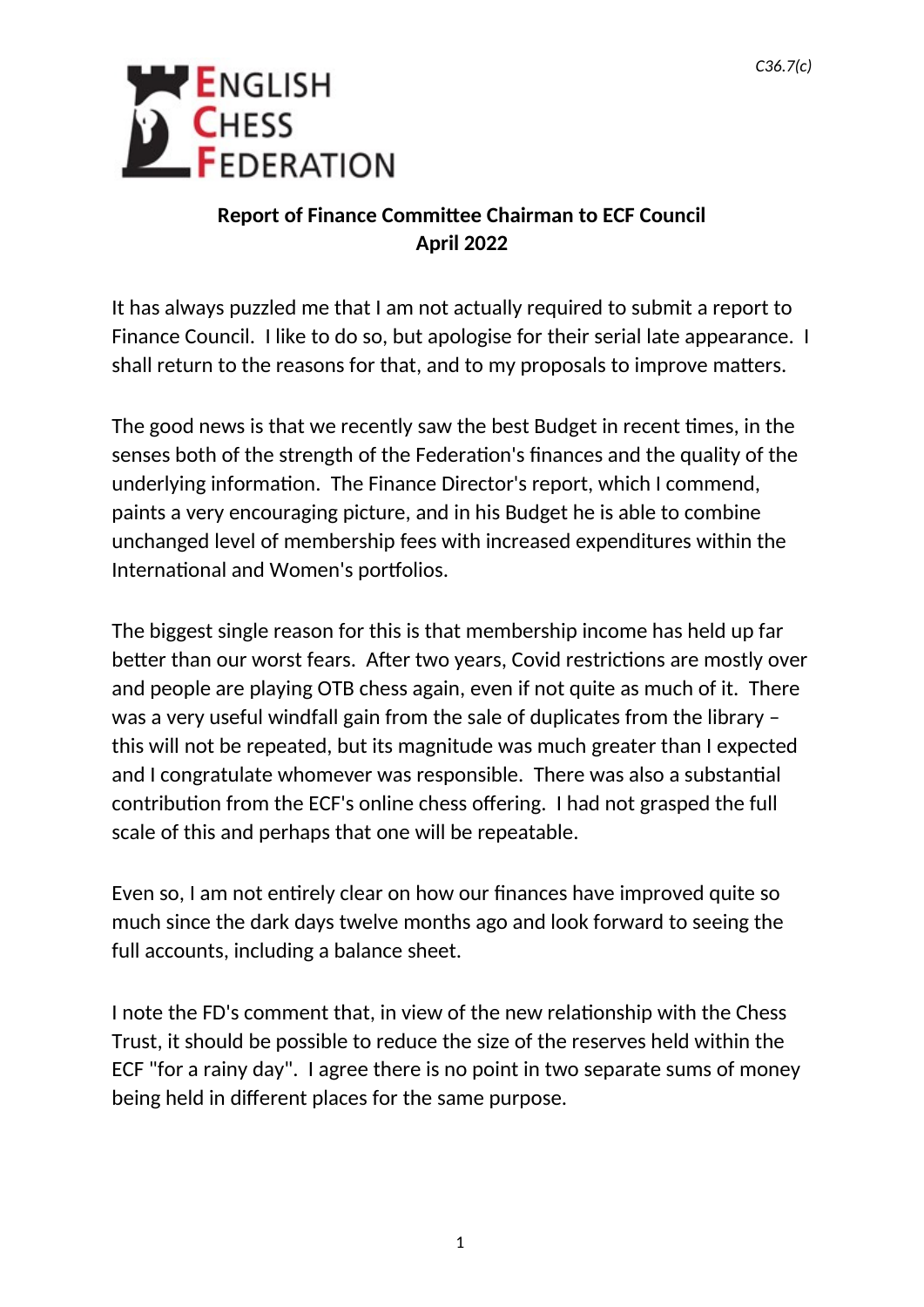*C36.7(c)*

ENGLISH CHESS FEDERATION

**Report of Finance Committee Chairman to ECF Council**
**April 2022**

It has always puzzled me that I am not actually required to submit a report to Finance Council. I like to do so, but apologise for their serial late appearance. I shall return to the reasons for that, and to my proposals to improve matters.

The good news is that we recently saw the best Budget in recent times, in the senses both of the strength of the Federation's finances and the quality of the underlying information. The Finance Director's report, which I commend, paints a very encouraging picture, and in his Budget he is able to combine unchanged level of membership fees with increased expenditures within the International and Women's portfolios.

The biggest single reason for this is that membership income has held up far better than our worst fears. After two years, Covid restrictions are mostly over and people are playing OTB chess again, even if not quite as much of it. There was a very useful windfall gain from the sale of duplicates from the library – this will not be repeated, but its magnitude was much greater than I expected and I congratulate whomever was responsible. There was also a substantial contribution from the ECF's online chess offering. I had not grasped the full scale of this and perhaps that one will be repeatable.

Even so, I am not entirely clear on how our finances have improved quite so much since the dark days twelve months ago and look forward to seeing the full accounts, including a balance sheet.

I note the FD's comment that, in view of the new relationship with the Chess Trust, it should be possible to reduce the size of the reserves held within the ECF "for a rainy day". I agree there is no point in two separate sums of money being held in different places for the same purpose.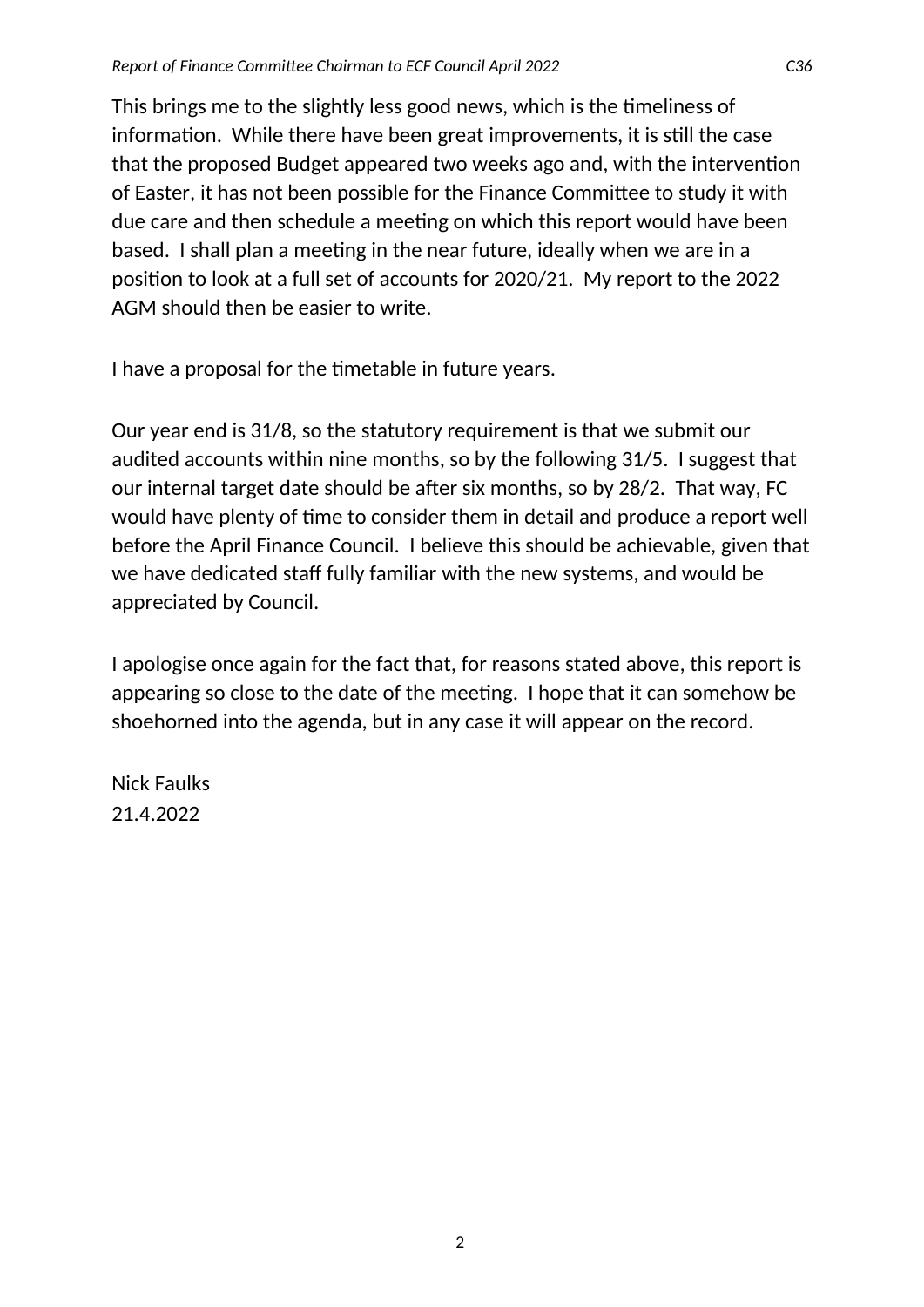This brings me to the slightly less good news, which is the timeliness of information. While there have been great improvements, it is still the case that the proposed Budget appeared two weeks ago and, with the intervention of Easter, it has not been possible for the Finance Committee to study it with due care and then schedule a meeting on which this report would have been based. I shall plan a meeting in the near future, ideally when we are in a position to look at a full set of accounts for 2020/21. My report to the 2022 AGM should then be easier to write.

I have a proposal for the timetable in future years.

Our year end is 31/8, so the statutory requirement is that we submit our audited accounts within nine months, so by the following 31/5. I suggest that our internal target date should be after six months, so by 28/2. That way, FC would have plenty of time to consider them in detail and produce a report well before the April Finance Council. I believe this should be achievable, given that we have dedicated staff fully familiar with the new systems, and would be appreciated by Council.

I apologise once again for the fact that, for reasons stated above, this report is appearing so close to the date of the meeting. I hope that it can somehow be shoehorned into the agenda, but in any case it will appear on the record.

Nick Faulks
21.4.2022